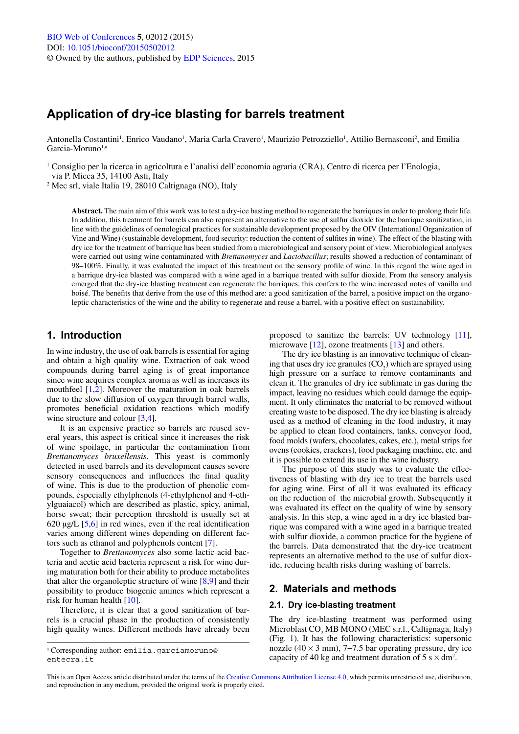# Application of dry-ice blasting for barrels treatment

Antonella Costantini[1], Enrico Vaudano[1], Maria Carla Cravero[1], Maurizio Petrozziello[1], Attilio Bernasconi[2], and Emilia Garcia-Moruno[1,a]

[1] Consiglio per la ricerca in agricoltura e l'analisi dell'economia agraria (CRA), Centro di ricerca per l'Enologia, via P. Micca 35, 14100 Asti, Italy
[2] Mec srl, viale Italia 19, 28010 Caltignaga (NO), Italy

**Abstract.** The main aim of this work was to test a dry-ice basting method to regenerate the barriques in order to prolong their life. In addition, this treatment for barrels can also represent an alternative to the use of sulfur dioxide for the barrique sanitization, in line with the guidelines of oenological practices for sustainable development proposed by the OIV (International Organization of Vine and Wine) (sustainable development, food security: reduction the content of sulfites in wine). The effect of the blasting with dry ice for the treatment of barrique has been studied from a microbiological and sensory point of view. Microbiological analyses were carried out using wine contaminated with *Brettanomyces* and *Lactobacillus*; results showed a reduction of contaminant of 98–100%. Finally, it was evaluated the impact of this treatment on the sensory profile of wine. In this regard the wine aged in a barrique dry-ice blasted was compared with a wine aged in a barrique treated with sulfur dioxide. From the sensory analysis emerged that the dry-ice blasting treatment can regenerate the barriques, this confers to the wine increased notes of vanilla and boisé. The benefits that derive from the use of this method are: a good sanitization of the barrel, a positive impact on the organoleptic characteristics of the wine and the ability to regenerate and reuse a barrel, with a positive effect on sustainability.

## 1. Introduction

In wine industry, the use of oak barrels is essential for aging and obtain a high quality wine. Extraction of oak wood compounds during barrel aging is of great importance since wine acquires complex aroma as well as increases its mouthfeel [1,2]. Moreover the maturation in oak barrels due to the slow diffusion of oxygen through barrel walls, promotes beneficial oxidation reactions which modify wine structure and colour [3,4].

It is an expensive practice so barrels are reused several years, this aspect is critical since it increases the risk of wine spoilage, in particular the contamination from *Brettanomyces bruxellensis*. This yeast is commonly detected in used barrels and its development causes severe sensory consequences and influences the final quality of wine. This is due to the production of phenolic compounds, especially ethylphenols (4-ethylphenol and 4-ethylguaiacol) which are described as plastic, spicy, animal, horse sweat; their perception threshold is usually set at 620 µg/L [5,6] in red wines, even if the real identification varies among different wines depending on different factors such as ethanol and polyphenols content [7].

Together to *Brettanomyces* also some lactic acid bacteria and acetic acid bacteria represent a risk for wine during maturation both for their ability to produce metabolites that alter the organoleptic structure of wine [8,9] and their possibility to produce biogenic amines which represent a risk for human health [10].

Therefore, it is clear that a good sanitization of barrels is a crucial phase in the production of consistently high quality wines. Different methods have already been proposed to sanitize the barrels: UV technology [11], microwave [12], ozone treatments [13] and others.

The dry ice blasting is an innovative technique of cleaning that uses dry ice granules ($CO_2$) which are sprayed using high pressure on a surface to remove contaminants and clean it. The granules of dry ice sublimate in gas during the impact, leaving no residues which could damage the equipment. It only eliminates the material to be removed without creating waste to be disposed. The dry ice blasting is already used as a method of cleaning in the food industry, it may be applied to clean food containers, tanks, conveyor food, food molds (wafers, chocolates, cakes, etc.), metal strips for ovens (cookies, crackers), food packaging machine, etc. and it is possible to extend its use in the wine industry.

The purpose of this study was to evaluate the effectiveness of blasting with dry ice to treat the barrels used for aging wine. First of all it was evaluated its efficacy on the reduction of the microbial growth. Subsequently it was evaluated its effect on the quality of wine by sensory analysis. In this step, a wine aged in a dry ice blasted barrique was compared with a wine aged in a barrique treated with sulfur dioxide, a common practice for the hygiene of the barrels. Data demonstrated that the dry-ice treatment represents an alternative method to the use of sulfur dioxide, reducing health risks during washing of barrels.

## 2. Materials and methods

### 2.1. Dry ice-blasting treatment

The dry ice-blasting treatment was performed using Microblast $CO_2$ MB MONO (MEC s.r.l., Caltignaga, Italy) (Fig. 1). It has the following characteristics: supersonic nozzle ($40 \times 3$ mm), 7–7.5 bar operating pressure, dry ice capacity of 40 kg and treatment duration of $5\ s \times dm^2$.

[a] Corresponding author: emilia.garciamoruno@entecra.it

This is an Open Access article distributed under the terms of the Creative Commons Attribution License 4.0, which permits unrestricted use, distribution, and reproduction in any medium, provided the original work is properly cited.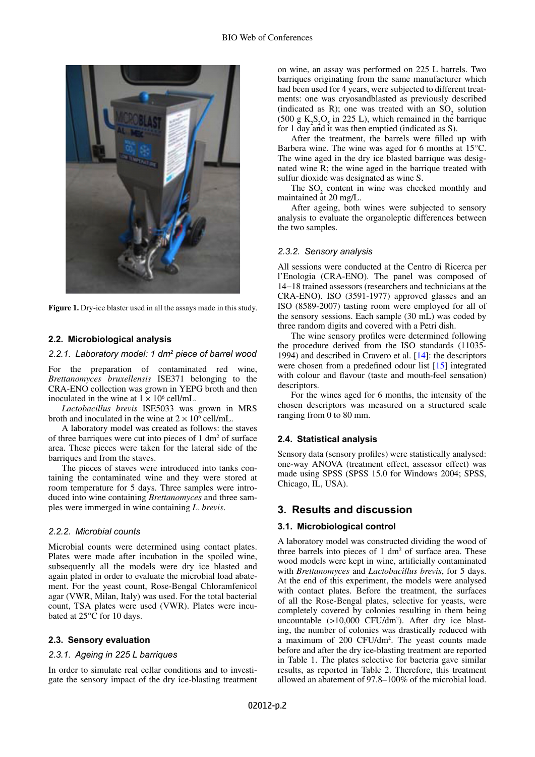Figure 1. Dry-ice blaster used in all the assays made in this study.

### 2.2. Microbiological analysis

#### 2.2.1. Laboratory model: 1 dm$^2$ piece of barrel wood

For the preparation of contaminated red wine, *Brettanomyces bruxellensis* ISE371 belonging to the CRA-ENO collection was grown in YEPG broth and then inoculated in the wine at $1 \times 10^6$ cell/mL.

*Lactobacillus brevis* ISE5033 was grown in MRS broth and inoculated in the wine at $2 \times 10^6$ cell/mL.

A laboratory model was created as follows: the staves of three barriques were cut into pieces of 1 dm$^2$ of surface area. These pieces were taken for the lateral side of the barriques and from the staves.

The pieces of staves were introduced into tanks containing the contaminated wine and they were stored at room temperature for 5 days. Three samples were introduced into wine containing *Brettanomyces* and three samples were immerged in wine containing *L. brevis*.

#### 2.2.2. Microbial counts

Microbial counts were determined using contact plates. Plates were made after incubation in the spoiled wine, subsequently all the models were dry ice blasted and again plated in order to evaluate the microbial load abatement. For the yeast count, Rose-Bengal Chloramfenicol agar (VWR, Milan, Italy) was used. For the total bacterial count, TSA plates were used (VWR). Plates were incubated at 25°C for 10 days.

### 2.3. Sensory evaluation

#### 2.3.1. Ageing in 225 L barriques

In order to simulate real cellar conditions and to investigate the sensory impact of the dry ice-blasting treatment on wine, an assay was performed on 225 L barrels. Two barriques originating from the same manufacturer which had been used for 4 years, were subjected to different treatments: one was cryosandblasted as previously described (indicated as R); one was treated with an $SO_2$ solution (500 g $K_2S_2O_5$ in 225 L), which remained in the barrique for 1 day and it was then emptied (indicated as S).

After the treatment, the barrels were filled up with Barbera wine. The wine was aged for 6 months at 15°C. The wine aged in the dry ice blasted barrique was designated wine R; the wine aged in the barrique treated with sulfur dioxide was designated as wine S.

The $SO_2$ content in wine was checked monthly and maintained at 20 mg/L.

After ageing, both wines were subjected to sensory analysis to evaluate the organoleptic differences between the two samples.

#### 2.3.2. Sensory analysis

All sessions were conducted at the Centro di Ricerca per l'Enologia (CRA-ENO). The panel was composed of 14–18 trained assessors (researchers and technicians at the CRA-ENO). ISO (3591-1977) approved glasses and an ISO (8589-2007) tasting room were employed for all of the sensory sessions. Each sample (30 mL) was coded by three random digits and covered with a Petri dish.

The wine sensory profiles were determined following the procedure derived from the ISO standards (11035-1994) and described in Cravero et al. [14]: the descriptors were chosen from a predefined odour list [15] integrated with colour and flavour (taste and mouth-feel sensation) descriptors.

For the wines aged for 6 months, the intensity of the chosen descriptors was measured on a structured scale ranging from 0 to 80 mm.

### 2.4. Statistical analysis

Sensory data (sensory profiles) were statistically analysed: one-way ANOVA (treatment effect, assessor effect) was made using SPSS (SPSS 15.0 for Windows 2004; SPSS, Chicago, IL, USA).

## 3. Results and discussion

### 3.1. Microbiological control

A laboratory model was constructed dividing the wood of three barrels into pieces of 1 dm$^2$ of surface area. These wood models were kept in wine, artificially contaminated with *Brettanomyces* and *Lactobacillus brevis*, for 5 days. At the end of this experiment, the models were analysed with contact plates. Before the treatment, the surfaces of all the Rose-Bengal plates, selective for yeasts, were completely covered by colonies resulting in them being uncountable (>10,000 CFU/dm$^2$). After dry ice blasting, the number of colonies was drastically reduced with a maximum of 200 CFU/dm$^2$. The yeast counts made before and after the dry ice-blasting treatment are reported in Table 1. The plates selective for bacteria gave similar results, as reported in Table 2. Therefore, this treatment allowed an abatement of 97.8–100% of the microbial load.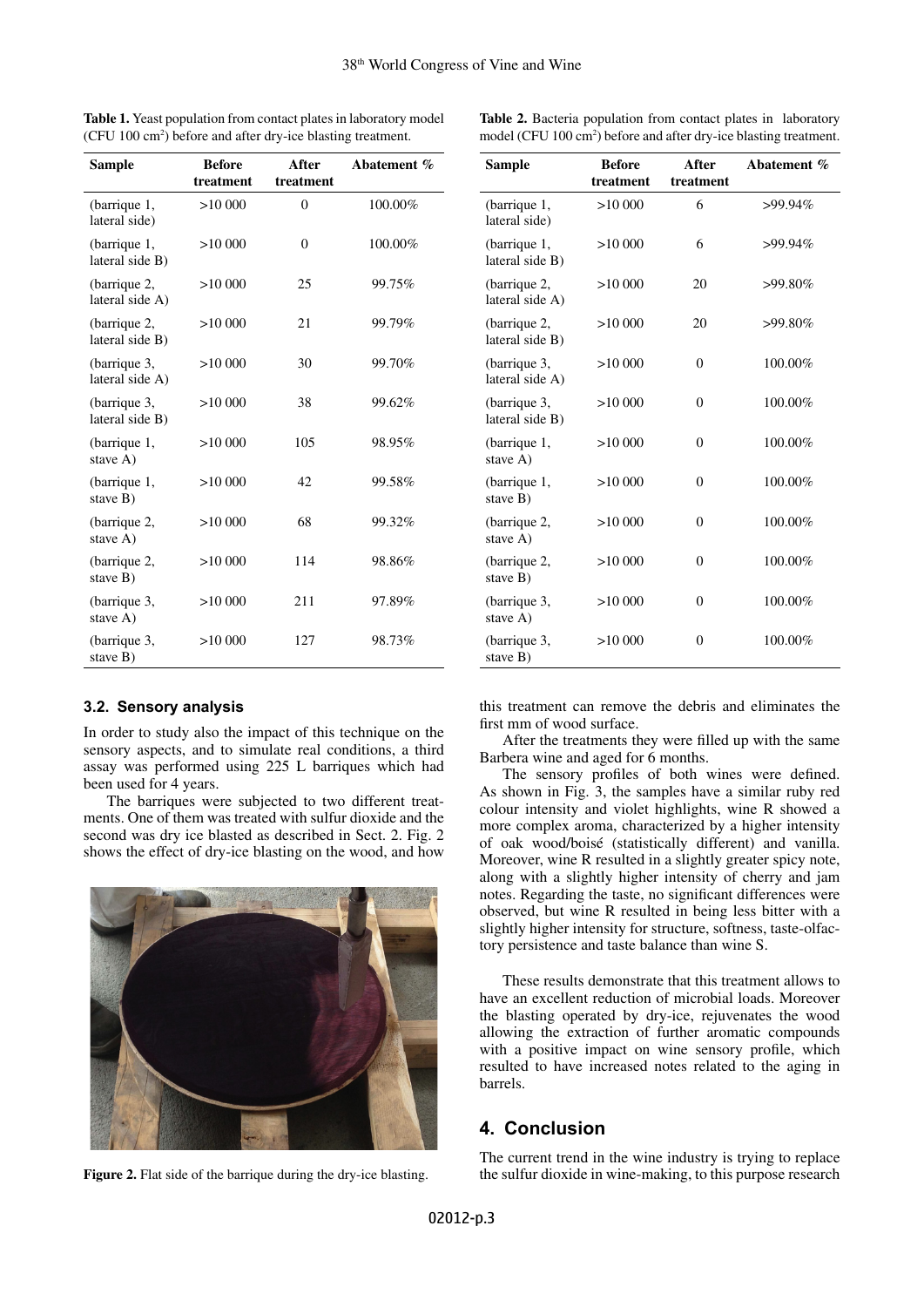**Table 1.** Yeast population from contact plates in laboratory model (CFU 100 cm[2]) before and after dry-ice blasting treatment.

| Sample | Before treatment | After treatment | Abatement % |
|---|---|---|---|
| (barrique 1, lateral side) | >10 000 | 0 | 100.00% |
| (barrique 1, lateral side B) | >10 000 | 0 | 100.00% |
| (barrique 2, lateral side A) | >10 000 | 25 | 99.75% |
| (barrique 2, lateral side B) | >10 000 | 21 | 99.79% |
| (barrique 3, lateral side A) | >10 000 | 30 | 99.70% |
| (barrique 3, lateral side B) | >10 000 | 38 | 99.62% |
| (barrique 1, stave A) | >10 000 | 105 | 98.95% |
| (barrique 1, stave B) | >10 000 | 42 | 99.58% |
| (barrique 2, stave A) | >10 000 | 68 | 99.32% |
| (barrique 2, stave B) | >10 000 | 114 | 98.86% |
| (barrique 3, stave A) | >10 000 | 211 | 97.89% |
| (barrique 3, stave B) | >10 000 | 127 | 98.73% |

**Table 2.** Bacteria population from contact plates in laboratory model (CFU 100 cm[2]) before and after dry-ice blasting treatment.

| Sample | Before treatment | After treatment | Abatement % |
|---|---|---|---|
| (barrique 1, lateral side) | >10 000 | 6 | >99.94% |
| (barrique 1, lateral side B) | >10 000 | 6 | >99.94% |
| (barrique 2, lateral side A) | >10 000 | 20 | >99.80% |
| (barrique 2, lateral side B) | >10 000 | 20 | >99.80% |
| (barrique 3, lateral side A) | >10 000 | 0 | 100.00% |
| (barrique 3, lateral side B) | >10 000 | 0 | 100.00% |
| (barrique 1, stave A) | >10 000 | 0 | 100.00% |
| (barrique 1, stave B) | >10 000 | 0 | 100.00% |
| (barrique 2, stave A) | >10 000 | 0 | 100.00% |
| (barrique 2, stave B) | >10 000 | 0 | 100.00% |
| (barrique 3, stave A) | >10 000 | 0 | 100.00% |
| (barrique 3, stave B) | >10 000 | 0 | 100.00% |

### 3.2. Sensory analysis

In order to study also the impact of this technique on the sensory aspects, and to simulate real conditions, a third assay was performed using 225 L barriques which had been used for 4 years.

The barriques were subjected to two different treatments. One of them was treated with sulfur dioxide and the second was dry ice blasted as described in Sect. 2. Fig. 2 shows the effect of dry-ice blasting on the wood, and how this treatment can remove the debris and eliminates the first mm of wood surface.

**Figure 2.** Flat side of the barrique during the dry-ice blasting.

After the treatments they were filled up with the same Barbera wine and aged for 6 months.

The sensory profiles of both wines were defined. As shown in Fig. 3, the samples have a similar ruby red colour intensity and violet highlights, wine R showed a more complex aroma, characterized by a higher intensity of oak wood/boisé (statistically different) and vanilla. Moreover, wine R resulted in a slightly greater spicy note, along with a slightly higher intensity of cherry and jam notes. Regarding the taste, no significant differences were observed, but wine R resulted in being less bitter with a slightly higher intensity for structure, softness, taste-olfactory persistence and taste balance than wine S.

These results demonstrate that this treatment allows to have an excellent reduction of microbial loads. Moreover the blasting operated by dry-ice, rejuvenates the wood allowing the extraction of further aromatic compounds with a positive impact on wine sensory profile, which resulted to have increased notes related to the aging in barrels.

## 4. Conclusion

The current trend in the wine industry is trying to replace the sulfur dioxide in wine-making, to this purpose research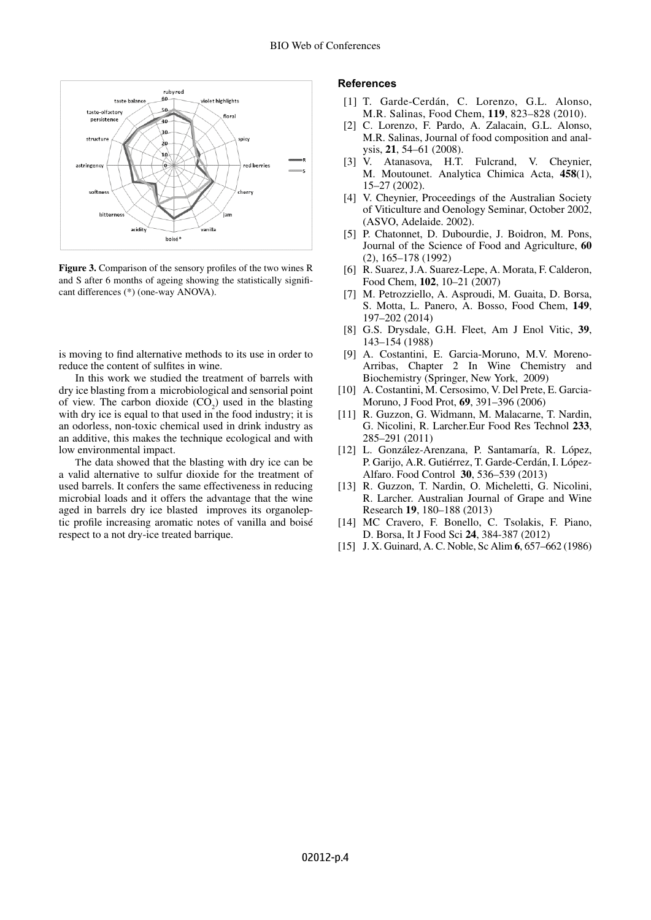ruby red
violet highlights
floral
spicy
red berries
cherry
jam
vanilla
boisé*
acidity
bitterness
softness
astringency
structure
taste-olfactory persistence
taste balance
60
50
40
30
20
10
0
R
S

**Figure 3.** Comparison of the sensory profiles of the two wines R and S after 6 months of ageing showing the statistically significant differences (*) (one-way ANOVA).

is moving to find alternative methods to its use in order to reduce the content of sulfites in wine.

In this work we studied the treatment of barrels with dry ice blasting from a microbiological and sensorial point of view. The carbon dioxide ($CO_2$) used in the blasting with dry ice is equal to that used in the food industry; it is an odorless, non-toxic chemical used in drink industry as an additive, this makes the technique ecological and with low environmental impact.

The data showed that the blasting with dry ice can be a valid alternative to sulfur dioxide for the treatment of used barrels. It confers the same effectiveness in reducing microbial loads and it offers the advantage that the wine aged in barrels dry ice blasted improves its organoleptic profile increasing aromatic notes of vanilla and boisé respect to a not dry-ice treated barrique.

## References

[1] T. Garde-Cerdán, C. Lorenzo, G.L. Alonso, M.R. Salinas, Food Chem, **119**, 823–828 (2010).

[2] C. Lorenzo, F. Pardo, A. Zalacain, G.L. Alonso, M.R. Salinas, Journal of food composition and analysis, **21**, 54–61 (2008).

[3] V. Atanasova, H.T. Fulcrand, V. Cheynier, M. Moutounet. Analytica Chimica Acta, **458**(1), 15–27 (2002).

[4] V. Cheynier, Proceedings of the Australian Society of Viticulture and Oenology Seminar, October 2002, (ASVO, Adelaide. 2002).

[5] P. Chatonnet, D. Dubourdie, J. Boidron, M. Pons, Journal of the Science of Food and Agriculture, **60** (2), 165–178 (1992)

[6] R. Suarez, J.A. Suarez-Lepe, A. Morata, F. Calderon, Food Chem, **102**, 10–21 (2007)

[7] M. Petrozziello, A. Asproudi, M. Guaita, D. Borsa, S. Motta, L. Panero, A. Bosso, Food Chem, **149**, 197–202 (2014)

[8] G.S. Drysdale, G.H. Fleet, Am J Enol Vitic, **39**, 143–154 (1988)

[9] A. Costantini, E. Garcia-Moruno, M.V. Moreno-Arribas, Chapter 2 In Wine Chemistry and Biochemistry (Springer, New York, 2009)

[10] A. Costantini, M. Cersosimo, V. Del Prete, E. Garcia-Moruno, J Food Prot, **69**, 391–396 (2006)

[11] R. Guzzon, G. Widmann, M. Malacarne, T. Nardin, G. Nicolini, R. Larcher.Eur Food Res Technol **233**, 285–291 (2011)

[12] L. González-Arenzana, P. Santamaría, R. López, P. Garijo, A.R. Gutiérrez, T. Garde-Cerdán, I. López-Alfaro. Food Control **30**, 536–539 (2013)

[13] R. Guzzon, T. Nardin, O. Micheletti, G. Nicolini, R. Larcher. Australian Journal of Grape and Wine Research **19**, 180–188 (2013)

[14] MC Cravero, F. Bonello, C. Tsolakis, F. Piano, D. Borsa, It J Food Sci **24**, 384-387 (2012)

[15] J. X. Guinard, A. C. Noble, Sc Alim **6**, 657–662 (1986)